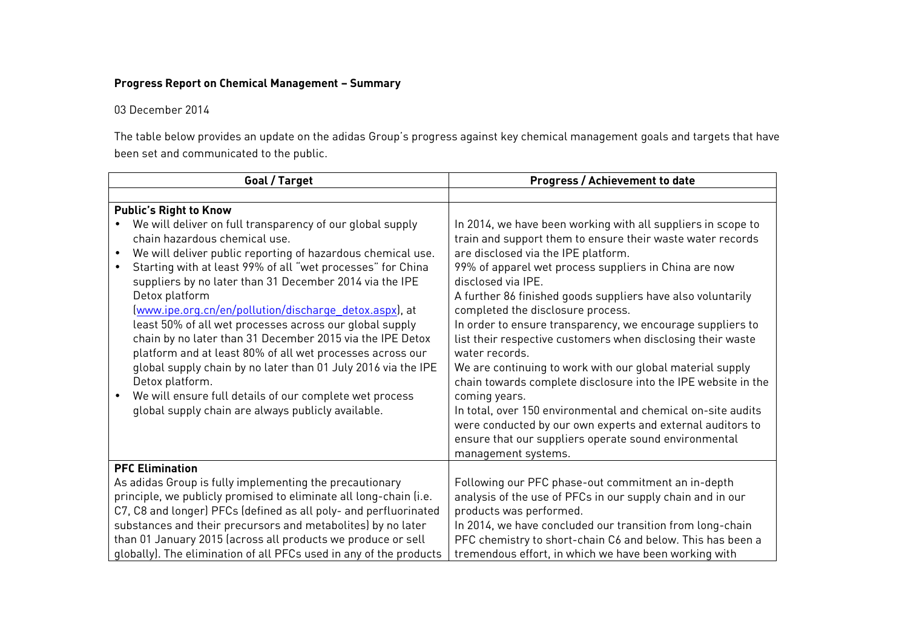**Progress Report on Chemical Management – Summary**

03 December 2014

The table below provides an update on the adidas Group's progress against key chemical management goals and targets that have been set and communicated to the public.

| Goal / Target | Progress / Achievement to date |
|---|---|
| | |
| **Public's Right to Know**<br>• We will deliver on full transparency of our global supply chain hazardous chemical use.<br>• We will deliver public reporting of hazardous chemical use.<br>• Starting with at least 99% of all "wet processes" for China suppliers by no later than 31 December 2014 via the IPE Detox platform (www.ipe.org.cn/en/pollution/discharge_detox.aspx), at least 50% of all wet processes across our global supply chain by no later than 31 December 2015 via the IPE Detox platform and at least 80% of all wet processes across our global supply chain by no later than 01 July 2016 via the IPE Detox platform.<br>• We will ensure full details of our complete wet process global supply chain are always publicly available. | In 2014, we have been working with all suppliers in scope to train and support them to ensure their waste water records are disclosed via the IPE platform.<br>99% of apparel wet process suppliers in China are now disclosed via IPE.<br>A further 86 finished goods suppliers have also voluntarily completed the disclosure process.<br>In order to ensure transparency, we encourage suppliers to list their respective customers when disclosing their waste water records.<br>We are continuing to work with our global material supply chain towards complete disclosure into the IPE website in the coming years.<br>In total, over 150 environmental and chemical on-site audits were conducted by our own experts and external auditors to ensure that our suppliers operate sound environmental management systems. |
| **PFC Elimination**<br>As adidas Group is fully implementing the precautionary principle, we publicly promised to eliminate all long-chain (i.e. C7, C8 and longer) PFCs (defined as all poly- and perfluorinated substances and their precursors and metabolites) by no later than 01 January 2015 (across all products we produce or sell globally). The elimination of all PFCs used in any of the products | Following our PFC phase-out commitment an in-depth analysis of the use of PFCs in our supply chain and in our products was performed.<br>In 2014, we have concluded our transition from long-chain PFC chemistry to short-chain C6 and below. This has been a tremendous effort, in which we have been working with |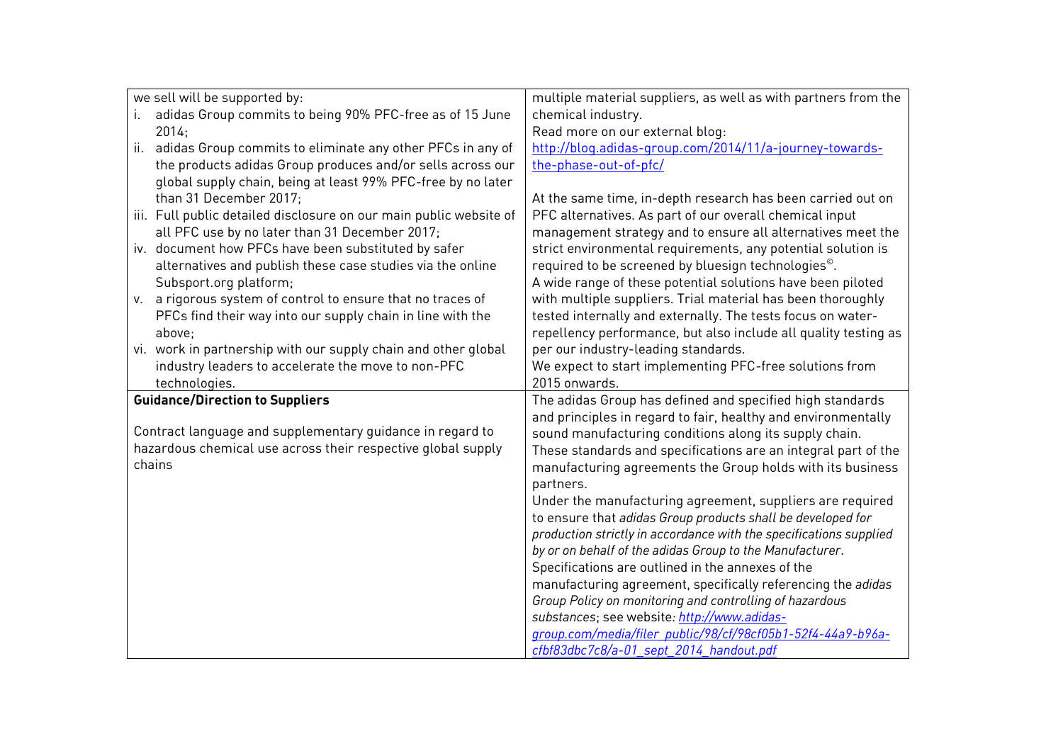| | |
|---|---|
| we sell will be supported by:<br>i. adidas Group commits to being 90% PFC-free as of 15 June 2014;<br>ii. adidas Group commits to eliminate any other PFCs in any of the products adidas Group produces and/or sells across our global supply chain, being at least 99% PFC-free by no later than 31 December 2017;<br>iii. Full public detailed disclosure on our main public website of all PFC use by no later than 31 December 2017;<br>iv. document how PFCs have been substituted by safer alternatives and publish these case studies via the online Subsport.org platform;<br>v. a rigorous system of control to ensure that no traces of PFCs find their way into our supply chain in line with the above;<br>vi. work in partnership with our supply chain and other global industry leaders to accelerate the move to non-PFC technologies. | multiple material suppliers, as well as with partners from the chemical industry.<br>Read more on our external blog:<br>http://blog.adidas-group.com/2014/11/a-journey-towards-the-phase-out-of-pfc/<br><br>At the same time, in-depth research has been carried out on PFC alternatives. As part of our overall chemical input management strategy and to ensure all alternatives meet the strict environmental requirements, any potential solution is required to be screened by bluesign technologies©.<br>A wide range of these potential solutions have been piloted with multiple suppliers. Trial material has been thoroughly tested internally and externally. The tests focus on water-repellency performance, but also include all quality testing as per our industry-leading standards.<br>We expect to start implementing PFC-free solutions from 2015 onwards. |
| **Guidance/Direction to Suppliers**<br><br>Contract language and supplementary guidance in regard to hazardous chemical use across their respective global supply chains | The adidas Group has defined and specified high standards and principles in regard to fair, healthy and environmentally sound manufacturing conditions along its supply chain. These standards and specifications are an integral part of the manufacturing agreements the Group holds with its business partners.<br>Under the manufacturing agreement, suppliers are required to ensure that *adidas Group products shall be developed for production strictly in accordance with the specifications supplied by or on behalf of the adidas Group to the Manufacturer*.<br>Specifications are outlined in the annexes of the manufacturing agreement, specifically referencing the *adidas Group Policy on monitoring and controlling of hazardous substances*; see website: http://www.adidas-group.com/media/filer_public/98/cf/98cf05b1-52f4-44a9-b96a-cfbf83dbc7c8/a-01_sept_2014_handout.pdf |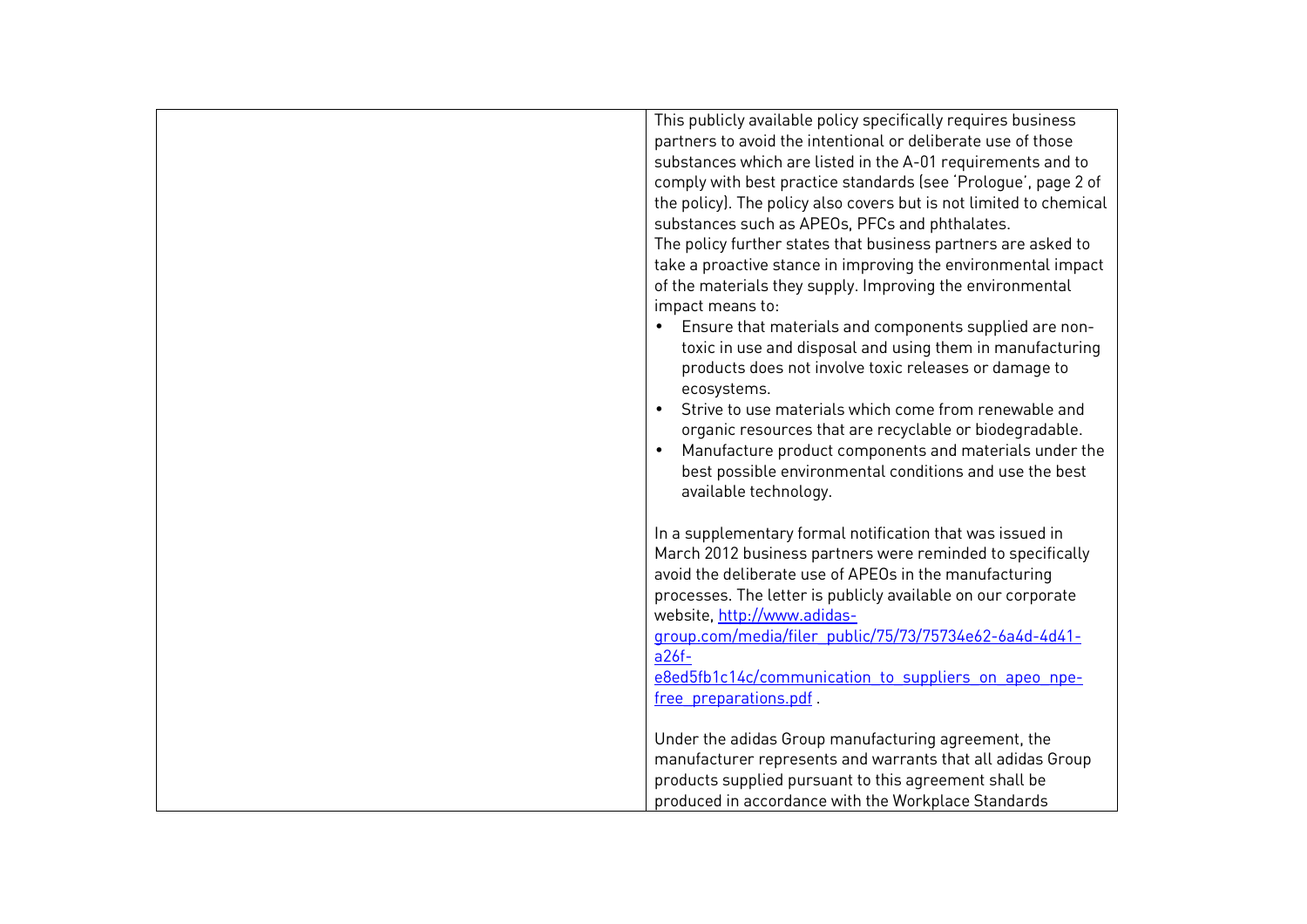| | |
|---|---|
| | This publicly available policy specifically requires business partners to avoid the intentional or deliberate use of those substances which are listed in the A-01 requirements and to comply with best practice standards (see 'Prologue', page 2 of the policy). The policy also covers but is not limited to chemical substances such as APEOs, PFCs and phthalates.<br>The policy further states that business partners are asked to take a proactive stance in improving the environmental impact of the materials they supply. Improving the environmental impact means to:<br>• Ensure that materials and components supplied are non-toxic in use and disposal and using them in manufacturing products does not involve toxic releases or damage to ecosystems.<br>• Strive to use materials which come from renewable and organic resources that are recyclable or biodegradable.<br>• Manufacture product components and materials under the best possible environmental conditions and use the best available technology.<br><br>In a supplementary formal notification that was issued in March 2012 business partners were reminded to specifically avoid the deliberate use of APEOs in the manufacturing processes. The letter is publicly available on our corporate website, [http://www.adidas-group.com/media/filer_public/75/73/75734e62-6a4d-4d41-a26f-e8ed5fb1c14c/communication_to_suppliers_on_apeo_npe-free_preparations.pdf](http://www.adidas-group.com/media/filer_public/75/73/75734e62-6a4d-4d41-a26f-e8ed5fb1c14c/communication_to_suppliers_on_apeo_npe-free_preparations.pdf) .<br><br>Under the adidas Group manufacturing agreement, the manufacturer represents and warrants that all adidas Group products supplied pursuant to this agreement shall be produced in accordance with the Workplace Standards |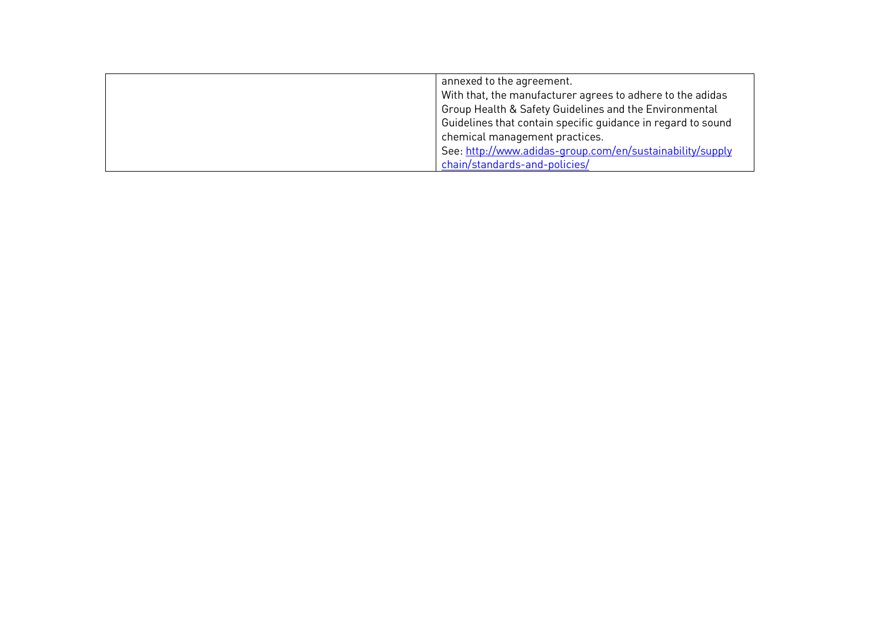| | |
|---|---|
| | annexed to the agreement.<br>With that, the manufacturer agrees to adhere to the adidas Group Health & Safety Guidelines and the Environmental Guidelines that contain specific guidance in regard to sound chemical management practices.<br>See: http://www.adidas-group.com/en/sustainability/supplychain/standards-and-policies/ |